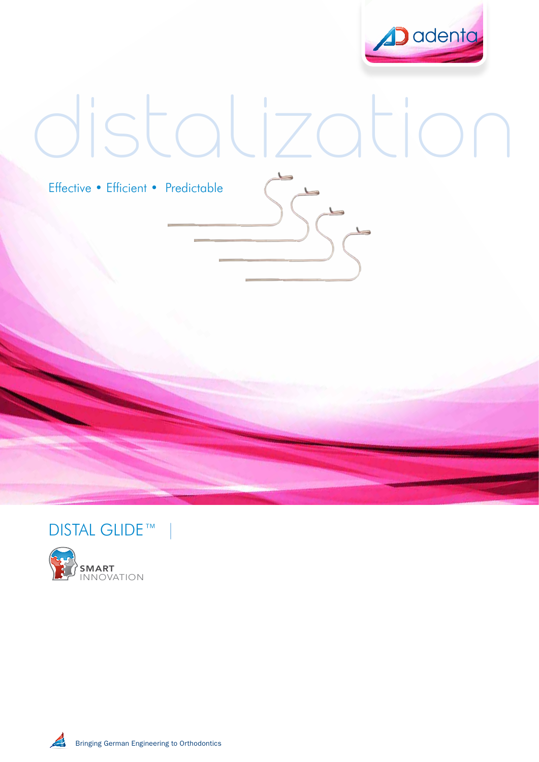adenta

# distalization

Effective • Efficient • Predictable

## DISTAL GLIDE™

SMART INNOVATION

Bringing German Engineering to Orthodontics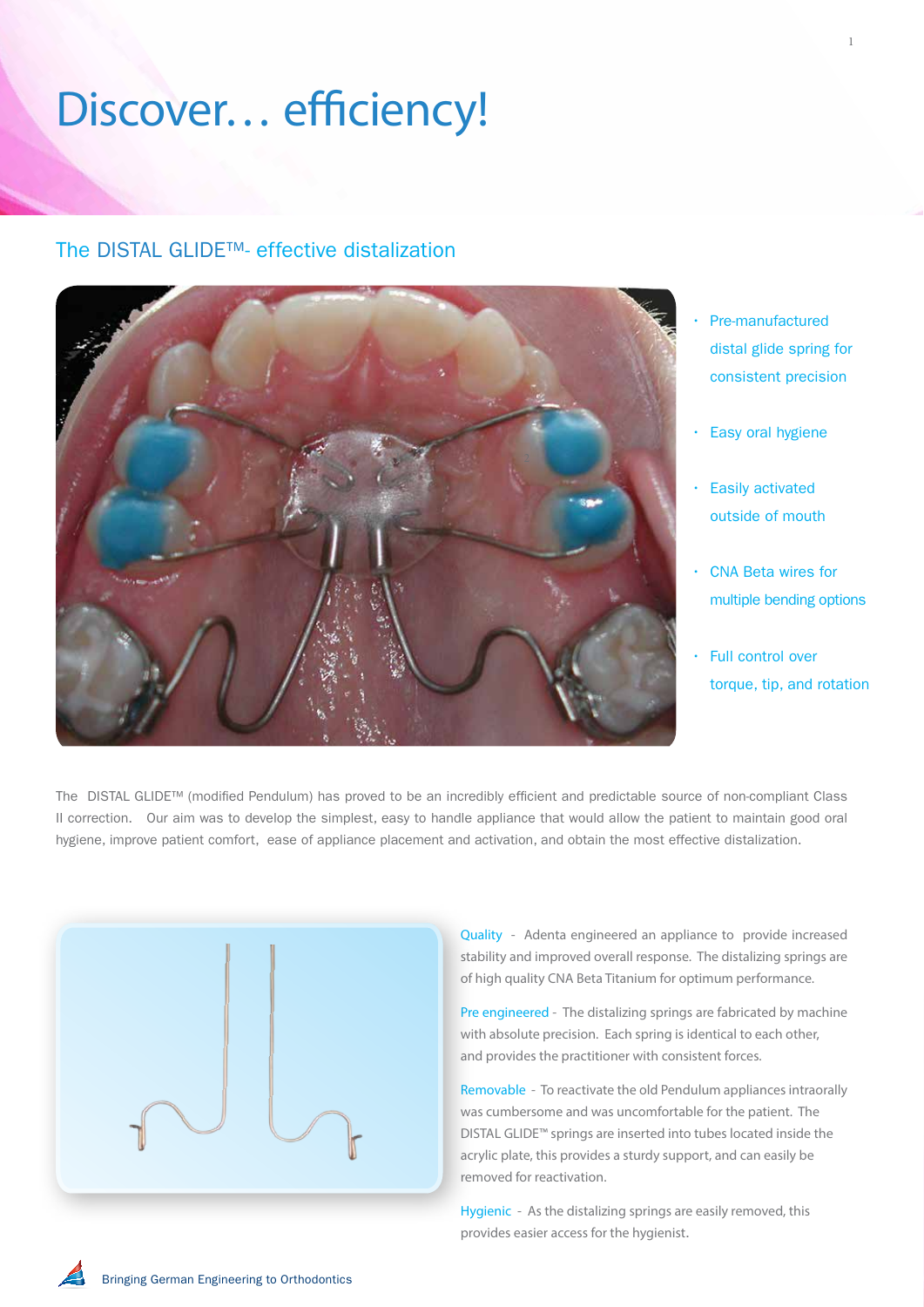# Discover… efficiency!

## The DISTAL GLIDE™- effective distalization

- Pre-manufactured distal glide spring for consistent precision
- Easy oral hygiene
- Easily activated outside of mouth
- CNA Beta wires for multiple bending options
- Full control over torque, tip, and rotation

The DISTAL GLIDE™ (modified Pendulum) has proved to be an incredibly efficient and predictable source of non-compliant Class II correction. Our aim was to develop the simplest, easy to handle appliance that would allow the patient to maintain good oral hygiene, improve patient comfort, ease of appliance placement and activation, and obtain the most effective distalization.

Quality - Adenta engineered an appliance to provide increased stability and improved overall response. The distalizing springs are of high quality CNA Beta Titanium for optimum performance.

Pre engineered - The distalizing springs are fabricated by machine with absolute precision. Each spring is identical to each other, and provides the practitioner with consistent forces.

Removable - To reactivate the old Pendulum appliances intraorally was cumbersome and was uncomfortable for the patient. The DISTAL GLIDE™ springs are inserted into tubes located inside the acrylic plate, this provides a sturdy support, and can easily be removed for reactivation.

Hygienic - As the distalizing springs are easily removed, this provides easier access for the hygienist.

Bringing German Engineering to Orthodontics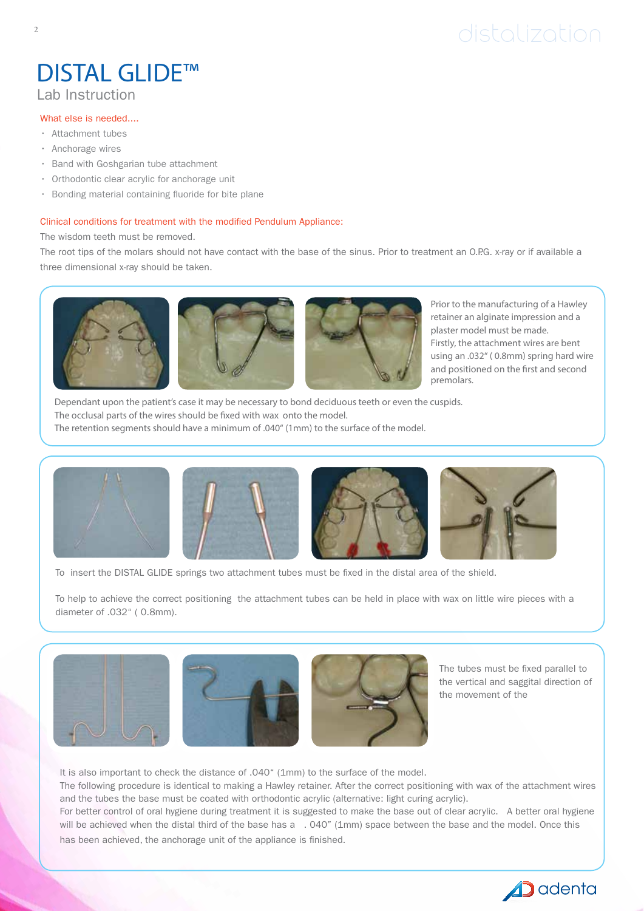# DISTAL GLIDE™

Lab Instruction

What else is needed....

- Attachment tubes
- Anchorage wires
- Band with Goshgarian tube attachment
- Orthodontic clear acrylic for anchorage unit
- Bonding material containing fluoride for bite plane

Clinical conditions for treatment with the modified Pendulum Appliance:

The wisdom teeth must be removed.

The root tips of the molars should not have contact with the base of the sinus. Prior to treatment an O.P.G. x-ray or if available a three dimensional x-ray should be taken.

Prior to the manufacturing of a Hawley retainer an alginate impression and a plaster model must be made.

Firstly, the attachment wires are bent using an .032" ( 0.8mm) spring hard wire and positioned on the first and second premolars.

Dependant upon the patient's case it may be necessary to bond deciduous teeth or even the cuspids.

The occlusal parts of the wires should be fixed with wax onto the model.

The retention segments should have a minimum of .040" (1mm) to the surface of the model.

To insert the DISTAL GLIDE springs two attachment tubes must be fixed in the distal area of the shield.

To help to achieve the correct positioning the attachment tubes can be held in place with wax on little wire pieces with a diameter of .032" ( 0.8mm).

The tubes must be fixed parallel to the vertical and saggital direction of the movement of the

It is also important to check the distance of .040" (1mm) to the surface of the model.

The following procedure is identical to making a Hawley retainer. After the correct positioning with wax of the attachment wires and the tubes the base must be coated with orthodontic acrylic (alternative: light curing acrylic).

For better control of oral hygiene during treatment it is suggested to make the base out of clear acrylic. A better oral hygiene will be achieved when the distal third of the base has a . 040" (1mm) space between the base and the model. Once this has been achieved, the anchorage unit of the appliance is finished.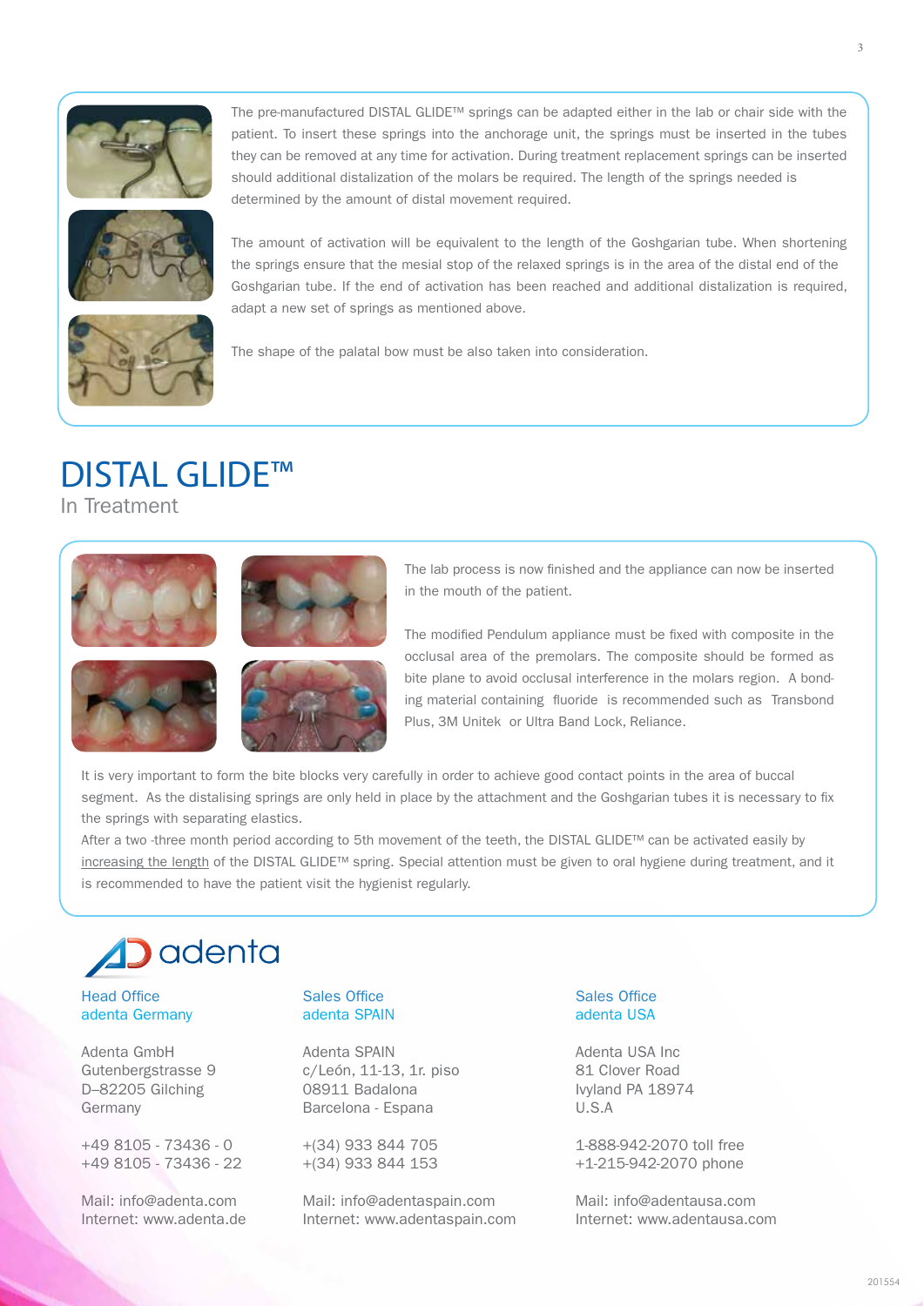The pre-manufactured DISTAL GLIDE™ springs can be adapted either in the lab or chair side with the patient. To insert these springs into the anchorage unit, the springs must be inserted in the tubes they can be removed at any time for activation. During treatment replacement springs can be inserted should additional distalization of the molars be required. The length of the springs needed is determined by the amount of distal movement required.

The amount of activation will be equivalent to the length of the Goshgarian tube. When shortening the springs ensure that the mesial stop of the relaxed springs is in the area of the distal end of the Goshgarian tube. If the end of activation has been reached and additional distalization is required, adapt a new set of springs as mentioned above.

The shape of the palatal bow must be also taken into consideration.

# DISTAL GLIDE™

In Treatment

The lab process is now finished and the appliance can now be inserted in the mouth of the patient.

The modified Pendulum appliance must be fixed with composite in the occlusal area of the premolars. The composite should be formed as bite plane to avoid occlusal interference in the molars region. A bonding material containing fluoride is recommended such as Transbond Plus, 3M Unitek or Ultra Band Lock, Reliance.

It is very important to form the bite blocks very carefully in order to achieve good contact points in the area of buccal segment. As the distalising springs are only held in place by the attachment and the Goshgarian tubes it is necessary to fix the springs with separating elastics.

After a two -three month period according to 5th movement of the teeth, the DISTAL GLIDE™ can be activated easily by increasing the length of the DISTAL GLIDE™ spring. Special attention must be given to oral hygiene during treatment, and it is recommended to have the patient visit the hygienist regularly.

adenta

**Head Office**
**adenta Germany**

Adenta GmbH
Gutenbergstrasse 9
D–82205 Gilching
Germany

+49 8105 - 73436 - 0
+49 8105 - 73436 - 22

Mail: info@adenta.com
Internet: www.adenta.de

**Sales Office**
**adenta SPAIN**

Adenta SPAIN
c/León, 11-13, 1r. piso
08911 Badalona
Barcelona - Espana

+(34) 933 844 705
+(34) 933 844 153

Mail: info@adentaspain.com
Internet: www.adentaspain.com

**Sales Office**
**adenta USA**

Adenta USA Inc
81 Clover Road
Ivyland PA 18974
U.S.A

1-888-942-2070 toll free
+1-215-942-2070 phone

Mail: info@adentausa.com
Internet: www.adentausa.com

201554